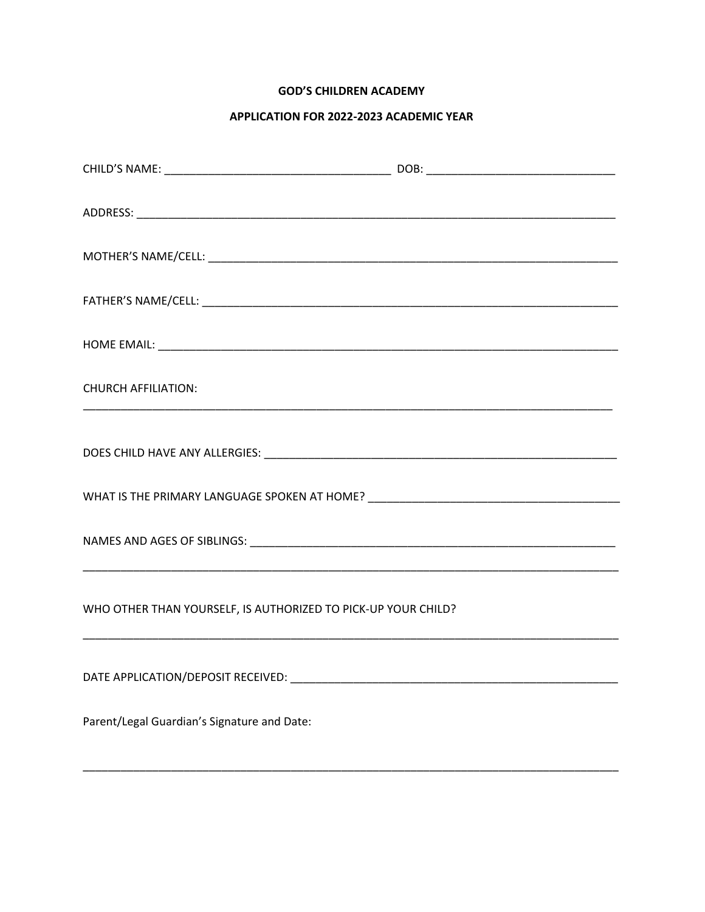**GOD'S CHILDREN ACADEMY**

**APPLICATION FOR 2022-2023 ACADEMIC YEAR**

CHILD'S NAME: ____________________________________ DOB: ______________________________

ADDRESS: ______________________________________________________________________________

MOTHER'S NAME/CELL: ____________________________________________________________________

FATHER'S NAME/CELL: _____________________________________________________________________

HOME EMAIL: ___________________________________________________________________________

CHURCH AFFILIATION:

_____________________________________________________________________________________

DOES CHILD HAVE ANY ALLERGIES: __________________________________________________________

WHAT IS THE PRIMARY LANGUAGE SPOKEN AT HOME? ______________________________________

NAMES AND AGES OF SIBLINGS: ____________________________________________________________

_____________________________________________________________________________________

WHO OTHER THAN YOURSELF, IS AUTHORIZED TO PICK-UP YOUR CHILD?

_____________________________________________________________________________________

DATE APPLICATION/DEPOSIT RECEIVED: _______________________________________________________

Parent/Legal Guardian's Signature and Date:

_____________________________________________________________________________________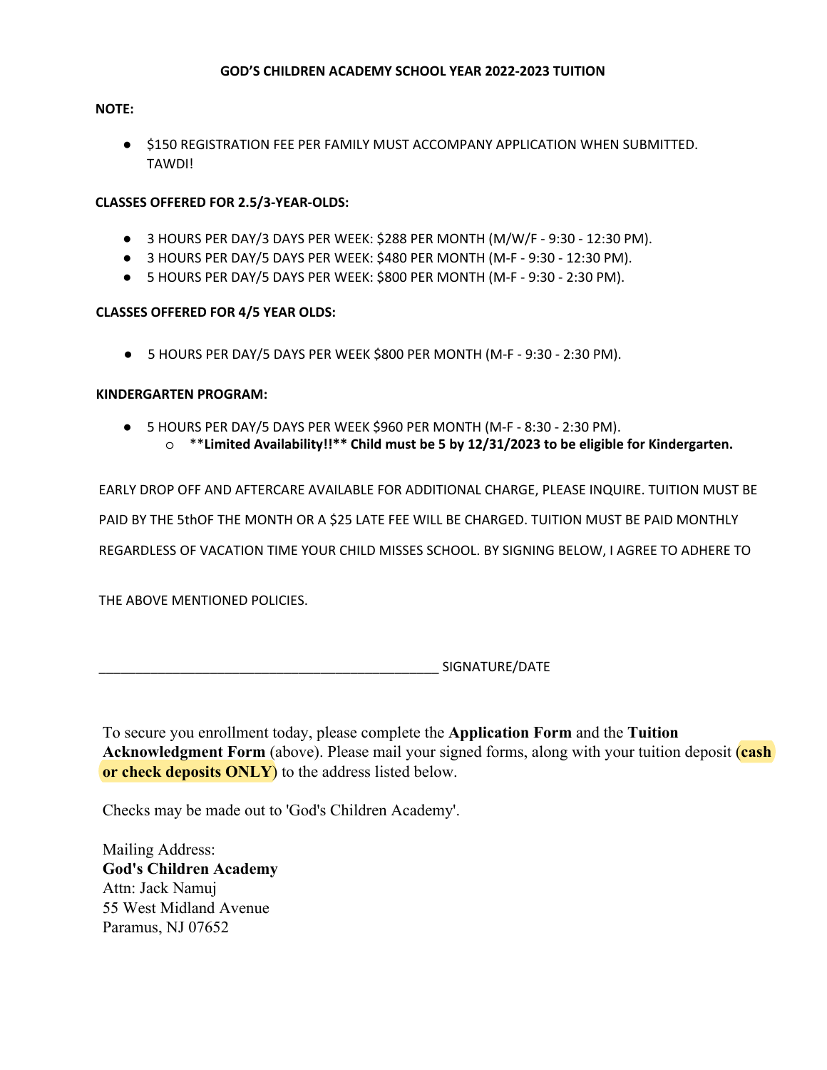**GOD'S CHILDREN ACADEMY SCHOOL YEAR 2022-2023 TUITION**

**NOTE:**

- $150 REGISTRATION FEE PER FAMILY MUST ACCOMPANY APPLICATION WHEN SUBMITTED. TAWDI!

**CLASSES OFFERED FOR 2.5/3-YEAR-OLDS:**

- 3 HOURS PER DAY/3 DAYS PER WEEK: $288 PER MONTH (M/W/F - 9:30 - 12:30 PM).
- 3 HOURS PER DAY/5 DAYS PER WEEK: $480 PER MONTH (M-F - 9:30 - 12:30 PM).
- 5 HOURS PER DAY/5 DAYS PER WEEK: $800 PER MONTH (M-F - 9:30 - 2:30 PM).

**CLASSES OFFERED FOR 4/5 YEAR OLDS:**

- 5 HOURS PER DAY/5 DAYS PER WEEK $800 PER MONTH (M-F - 9:30 - 2:30 PM).

**KINDERGARTEN PROGRAM:**

- 5 HOURS PER DAY/5 DAYS PER WEEK $960 PER MONTH (M-F - 8:30 - 2:30 PM).
    - ****Limited Availability!!** Child must be 5 by 12/31/2023 to be eligible for Kindergarten.**

EARLY DROP OFF AND AFTERCARE AVAILABLE FOR ADDITIONAL CHARGE, PLEASE INQUIRE. TUITION MUST BE PAID BY THE 5thOF THE MONTH OR A $25 LATE FEE WILL BE CHARGED. TUITION MUST BE PAID MONTHLY REGARDLESS OF VACATION TIME YOUR CHILD MISSES SCHOOL. BY SIGNING BELOW, I AGREE TO ADHERE TO THE ABOVE MENTIONED POLICIES.

_______________________________________________ SIGNATURE/DATE

To secure you enrollment today, please complete the **Application Form** and the **Tuition Acknowledgment Form** (above). Please mail your signed forms, along with your tuition deposit (**cash or check deposits ONLY**) to the address listed below.

Checks may be made out to 'God's Children Academy'.

Mailing Address:
**God's Children Academy**
Attn: Jack Namuj
55 West Midland Avenue
Paramus, NJ 07652